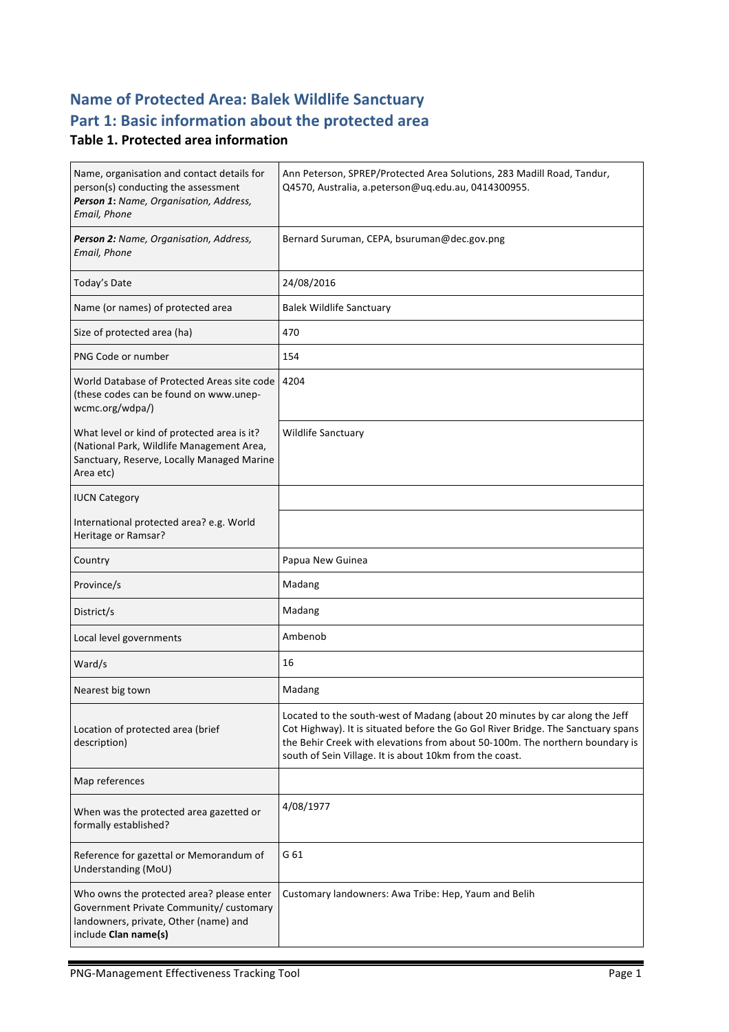# Name of Protected Area: Balek Wildlife Sanctuary

# Part 1: Basic information about the protected area

### Table 1. Protected area information

| | |
|---|---|
| Name, organisation and contact details for person(s) conducting the assessment<br>***Person 1:*** *Name, Organisation, Address, Email, Phone* | Ann Peterson, SPREP/Protected Area Solutions, 283 Madill Road, Tandur, Q4570, Australia, a.peterson@uq.edu.au, 0414300955. |
| ***Person 2:*** *Name, Organisation, Address, Email, Phone* | Bernard Suruman, CEPA, bsuruman@dec.gov.png |
| Today's Date | 24/08/2016 |
| Name (or names) of protected area | Balek Wildlife Sanctuary |
| Size of protected area (ha) | 470 |
| PNG Code or number | 154 |
| World Database of Protected Areas site code (these codes can be found on www.unep-wcmc.org/wdpa/) | 4204 |
| What level or kind of protected area is it? (National Park, Wildlife Management Area, Sanctuary, Reserve, Locally Managed Marine Area etc) | Wildlife Sanctuary |
| IUCN Category | |
| International protected area? e.g. World Heritage or Ramsar? | |
| Country | Papua New Guinea |
| Province/s | Madang |
| District/s | Madang |
| Local level governments | Ambenob |
| Ward/s | 16 |
| Nearest big town | Madang |
| Location of protected area (brief description) | Located to the south-west of Madang (about 20 minutes by car along the Jeff Cot Highway). It is situated before the Go Gol River Bridge. The Sanctuary spans the Behir Creek with elevations from about 50-100m. The northern boundary is south of Sein Village. It is about 10km from the coast. |
| Map references | |
| When was the protected area gazetted or formally established? | 4/08/1977 |
| Reference for gazettal or Memorandum of Understanding (MoU) | G 61 |
| Who owns the protected area? please enter Government Private Community/ customary landowners, private, Other (name) and include **Clan name(s)** | Customary landowners: Awa Tribe: Hep, Yaum and Belih |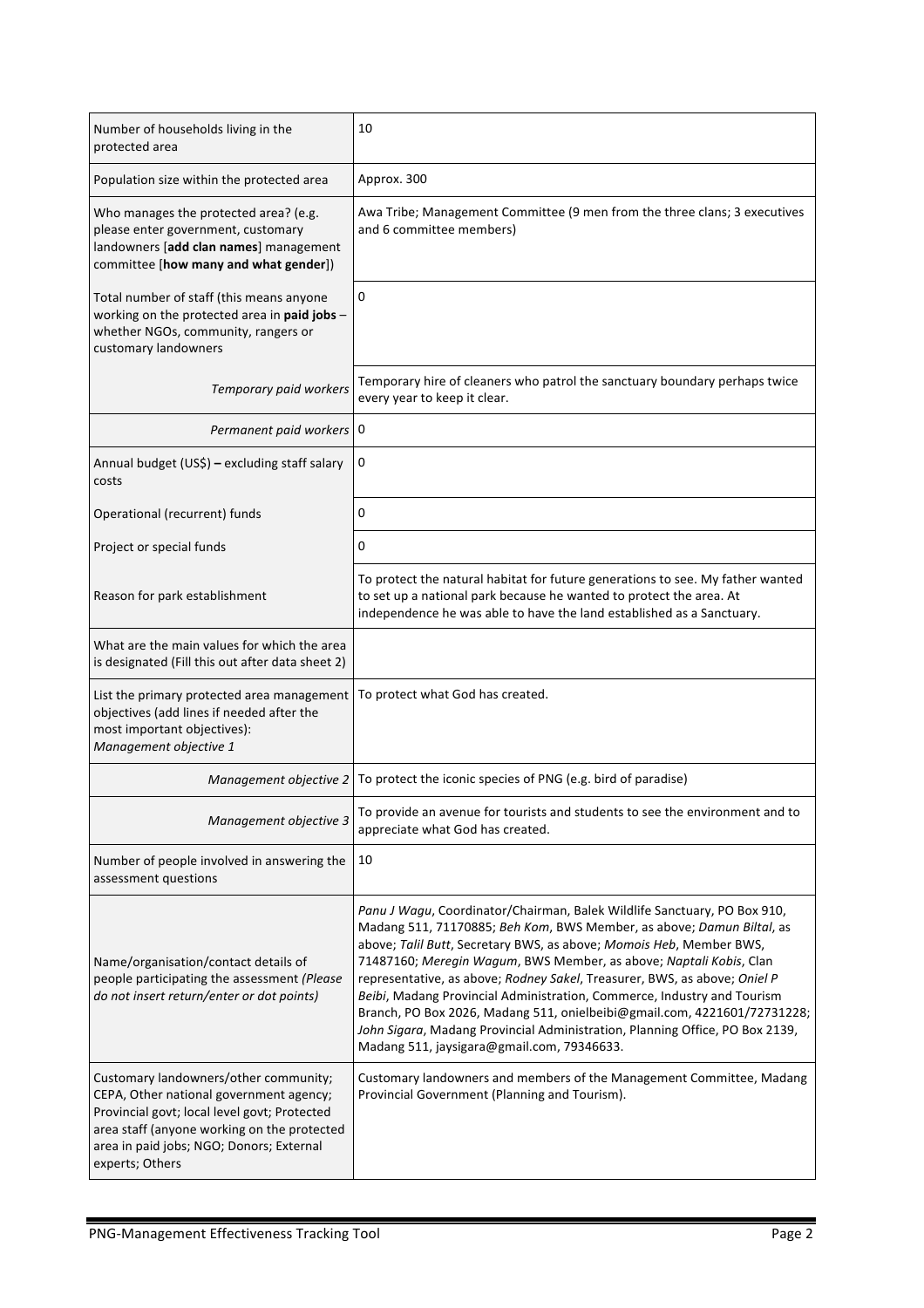| | |
|---|---|
| Number of households living in the protected area | 10 |
| Population size within the protected area | Approx. 300 |
| Who manages the protected area? (e.g. please enter government, customary landowners [**add clan names**] management committee [**how many and what gender**]) | Awa Tribe; Management Committee (9 men from the three clans; 3 executives and 6 committee members) |
| Total number of staff (this means anyone working on the protected area in **paid jobs** – whether NGOs, community, rangers or customary landowners | 0 |
| *Temporary paid workers* | Temporary hire of cleaners who patrol the sanctuary boundary perhaps twice every year to keep it clear. |
| *Permanent paid workers* | 0 |
| Annual budget (US$) **–** excluding staff salary costs | 0 |
| Operational (recurrent) funds | 0 |
| Project or special funds | 0 |
| Reason for park establishment | To protect the natural habitat for future generations to see. My father wanted to set up a national park because he wanted to protect the area. At independence he was able to have the land established as a Sanctuary. |
| What are the main values for which the area is designated (Fill this out after data sheet 2) | |
| List the primary protected area management objectives (add lines if needed after the most important objectives): *Management objective 1* | To protect what God has created. |
| *Management objective 2* | To protect the iconic species of PNG (e.g. bird of paradise) |
| *Management objective 3* | To provide an avenue for tourists and students to see the environment and to appreciate what God has created. |
| Number of people involved in answering the assessment questions | 10 |
| Name/organisation/contact details of people participating the assessment *(Please do not insert return/enter or dot points)* | *Panu J Wagu*, Coordinator/Chairman, Balek Wildlife Sanctuary, PO Box 910, Madang 511, 71170885; *Beh Kom*, BWS Member, as above; *Damun Biltal*, as above; *Talil Butt*, Secretary BWS, as above; *Momois Heb*, Member BWS, 71487160; *Meregin Wagum*, BWS Member, as above; *Naptali Kobis*, Clan representative, as above; *Rodney Sakel*, Treasurer, BWS, as above; *Oniel P Beibi*, Madang Provincial Administration, Commerce, Industry and Tourism Branch, PO Box 2026, Madang 511, onielbeibi@gmail.com, 4221601/72731228; *John Sigara*, Madang Provincial Administration, Planning Office, PO Box 2139, Madang 511, jaysigara@gmail.com, 79346633. |
| Customary landowners/other community; CEPA, Other national government agency; Provincial govt; local level govt; Protected area staff (anyone working on the protected area in paid jobs; NGO; Donors; External experts; Others | Customary landowners and members of the Management Committee, Madang Provincial Government (Planning and Tourism). |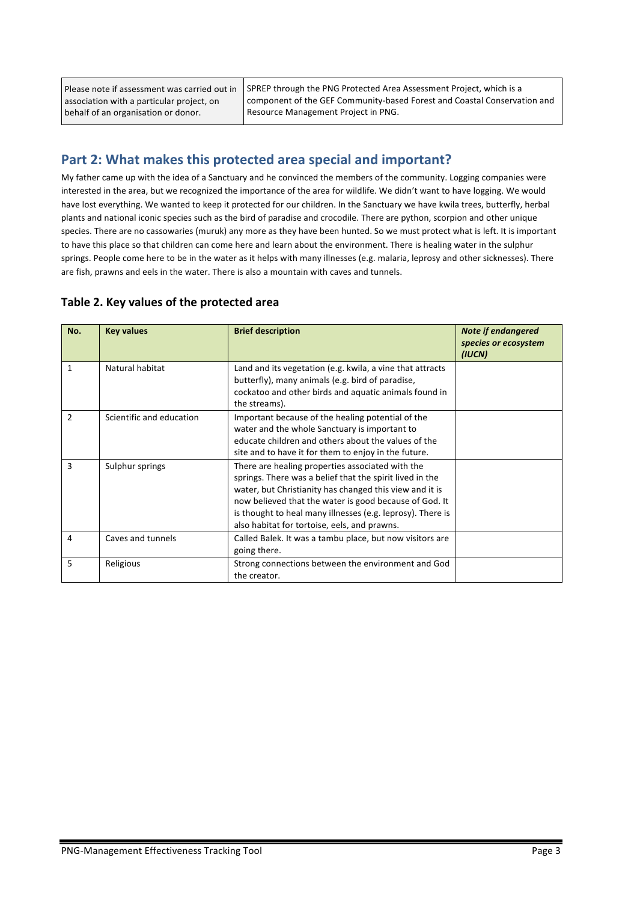| Please note if assessment was carried out in association with a particular project, on behalf of an organisation or donor. | SPREP through the PNG Protected Area Assessment Project, which is a component of the GEF Community-based Forest and Coastal Conservation and Resource Management Project in PNG. |
|---|---|

## Part 2: What makes this protected area special and important?

My father came up with the idea of a Sanctuary and he convinced the members of the community. Logging companies were interested in the area, but we recognized the importance of the area for wildlife. We didn't want to have logging. We would have lost everything. We wanted to keep it protected for our children. In the Sanctuary we have kwila trees, butterfly, herbal plants and national iconic species such as the bird of paradise and crocodile. There are python, scorpion and other unique species. There are no cassowaries (muruk) any more as they have been hunted. So we must protect what is left. It is important to have this place so that children can come here and learn about the environment. There is healing water in the sulphur springs. People come here to be in the water as it helps with many illnesses (e.g. malaria, leprosy and other sicknesses). There are fish, prawns and eels in the water. There is also a mountain with caves and tunnels.

### Table 2. Key values of the protected area

| No. | Key values | Brief description | *Note if endangered species or ecosystem (IUCN)* |
|---|---|---|---|
| 1 | Natural habitat | Land and its vegetation (e.g. kwila, a vine that attracts butterfly), many animals (e.g. bird of paradise, cockatoo and other birds and aquatic animals found in the streams). | |
| 2 | Scientific and education | Important because of the healing potential of the water and the whole Sanctuary is important to educate children and others about the values of the site and to have it for them to enjoy in the future. | |
| 3 | Sulphur springs | There are healing properties associated with the springs. There was a belief that the spirit lived in the water, but Christianity has changed this view and it is now believed that the water is good because of God. It is thought to heal many illnesses (e.g. leprosy). There is also habitat for tortoise, eels, and prawns. | |
| 4 | Caves and tunnels | Called Balek. It was a tambu place, but now visitors are going there. | |
| 5 | Religious | Strong connections between the environment and God the creator. | |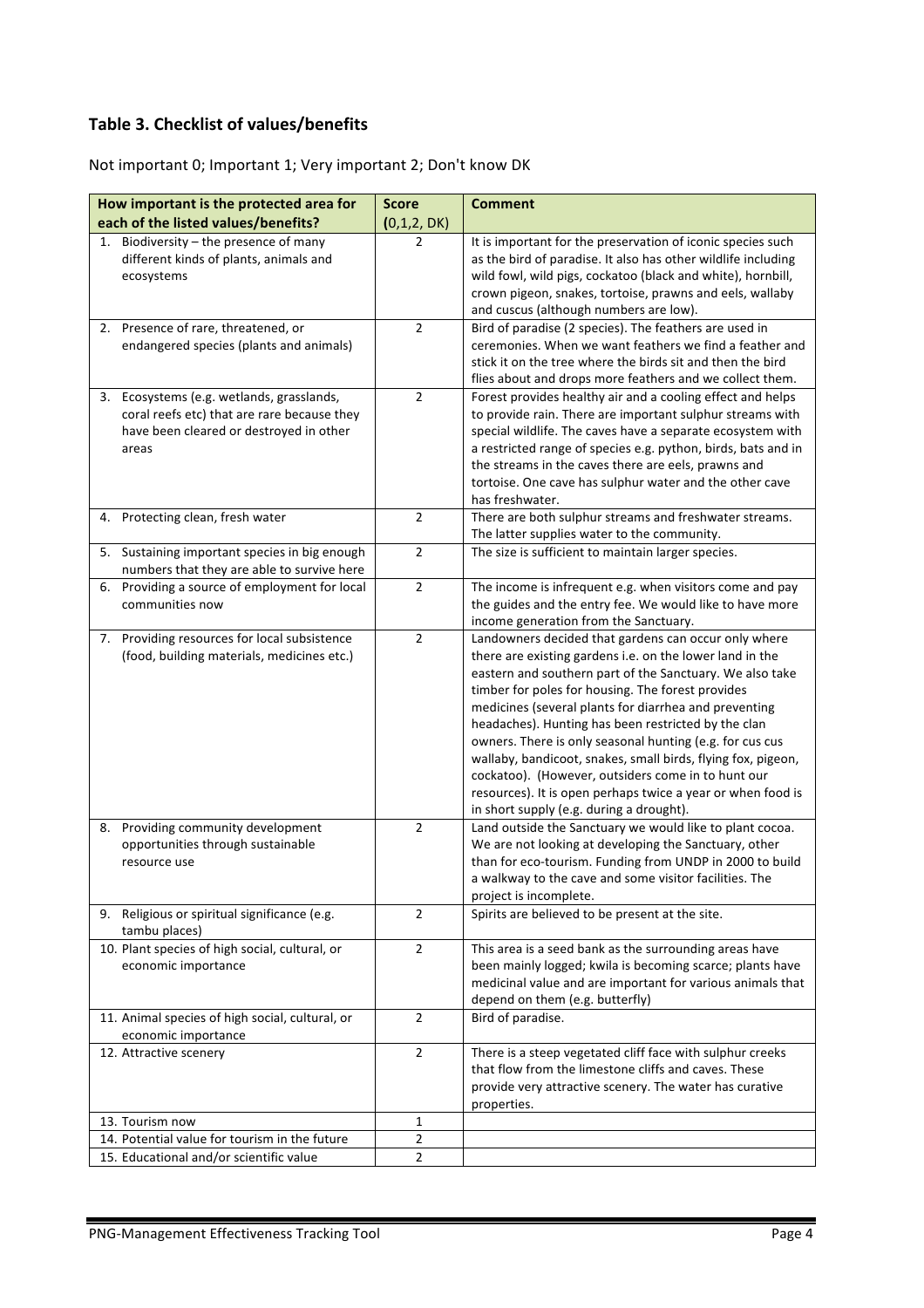## Table 3. Checklist of values/benefits

Not important 0; Important 1; Very important 2; Don't know DK

| How important is the protected area for each of the listed values/benefits? | Score (0,1,2, DK) | Comment |
|---|---|---|
| 1. Biodiversity – the presence of many different kinds of plants, animals and ecosystems | 2 | It is important for the preservation of iconic species such as the bird of paradise. It also has other wildlife including wild fowl, wild pigs, cockatoo (black and white), hornbill, crown pigeon, snakes, tortoise, prawns and eels, wallaby and cuscus (although numbers are low). |
| 2. Presence of rare, threatened, or endangered species (plants and animals) | 2 | Bird of paradise (2 species). The feathers are used in ceremonies. When we want feathers we find a feather and stick it on the tree where the birds sit and then the bird flies about and drops more feathers and we collect them. |
| 3. Ecosystems (e.g. wetlands, grasslands, coral reefs etc) that are rare because they have been cleared or destroyed in other areas | 2 | Forest provides healthy air and a cooling effect and helps to provide rain. There are important sulphur streams with special wildlife. The caves have a separate ecosystem with a restricted range of species e.g. python, birds, bats and in the streams in the caves there are eels, prawns and tortoise. One cave has sulphur water and the other cave has freshwater. |
| 4. Protecting clean, fresh water | 2 | There are both sulphur streams and freshwater streams. The latter supplies water to the community. |
| 5. Sustaining important species in big enough numbers that they are able to survive here | 2 | The size is sufficient to maintain larger species. |
| 6. Providing a source of employment for local communities now | 2 | The income is infrequent e.g. when visitors come and pay the guides and the entry fee. We would like to have more income generation from the Sanctuary. |
| 7. Providing resources for local subsistence (food, building materials, medicines etc.) | 2 | Landowners decided that gardens can occur only where there are existing gardens i.e. on the lower land in the eastern and southern part of the Sanctuary. We also take timber for poles for housing. The forest provides medicines (several plants for diarrhea and preventing headaches). Hunting has been restricted by the clan owners. There is only seasonal hunting (e.g. for cus cus wallaby, bandicoot, snakes, small birds, flying fox, pigeon, cockatoo). (However, outsiders come in to hunt our resources). It is open perhaps twice a year or when food is in short supply (e.g. during a drought). |
| 8. Providing community development opportunities through sustainable resource use | 2 | Land outside the Sanctuary we would like to plant cocoa. We are not looking at developing the Sanctuary, other than for eco-tourism. Funding from UNDP in 2000 to build a walkway to the cave and some visitor facilities. The project is incomplete. |
| 9. Religious or spiritual significance (e.g. tambu places) | 2 | Spirits are believed to be present at the site. |
| 10. Plant species of high social, cultural, or economic importance | 2 | This area is a seed bank as the surrounding areas have been mainly logged; kwila is becoming scarce; plants have medicinal value and are important for various animals that depend on them (e.g. butterfly) |
| 11. Animal species of high social, cultural, or economic importance | 2 | Bird of paradise. |
| 12. Attractive scenery | 2 | There is a steep vegetated cliff face with sulphur creeks that flow from the limestone cliffs and caves. These provide very attractive scenery. The water has curative properties. |
| 13. Tourism now | 1 | |
| 14. Potential value for tourism in the future | 2 | |
| 15. Educational and/or scientific value | 2 | |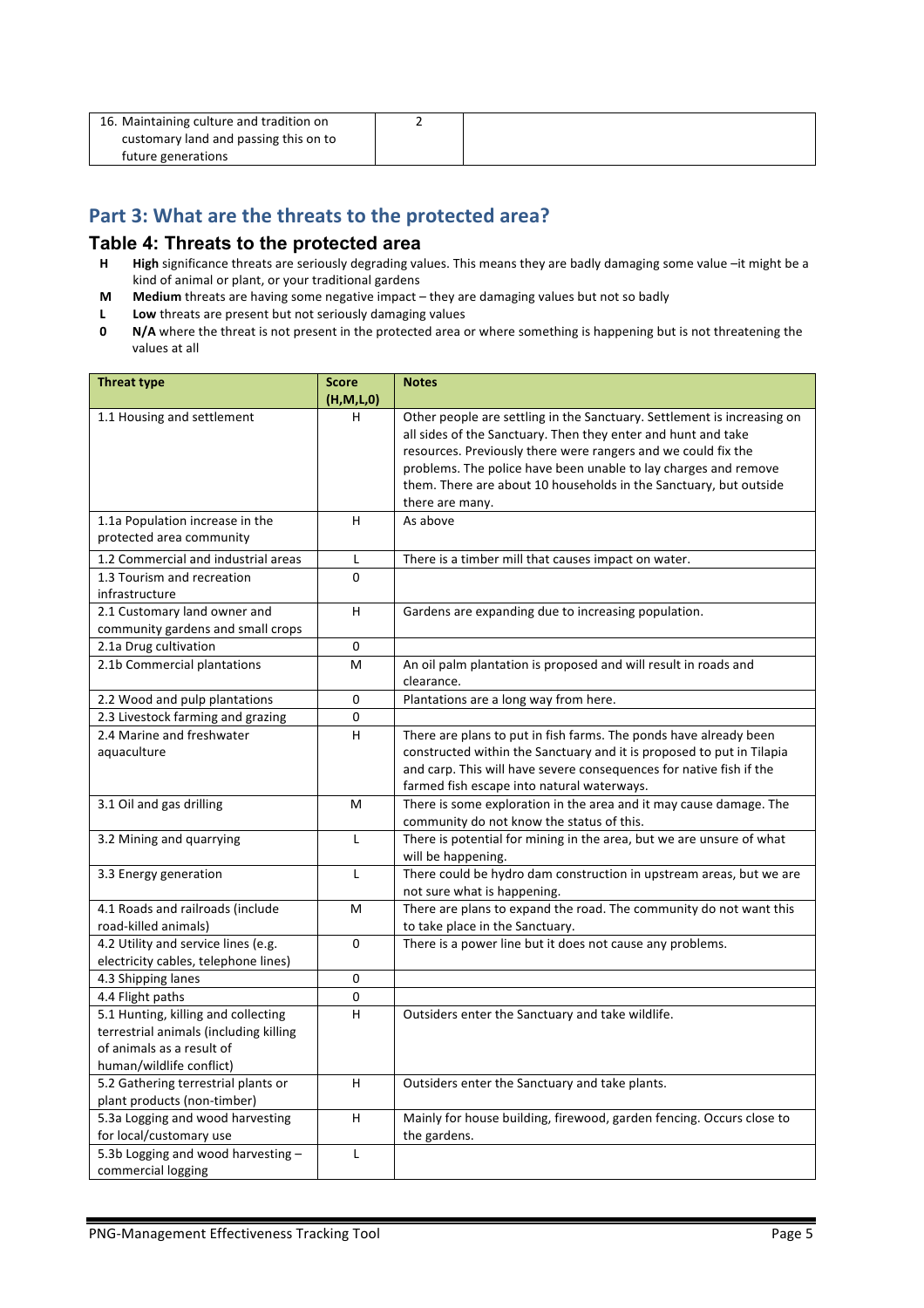| 16. Maintaining culture and tradition on customary land and passing this on to future generations | 2 | |
|---|---|---|

## Part 3: What are the threats to the protected area?

### Table 4: Threats to the protected area

- **H** **High** significance threats are seriously degrading values. This means they are badly damaging some value –it might be a kind of animal or plant, or your traditional gardens
- **M** **Medium** threats are having some negative impact – they are damaging values but not so badly
- **L** **Low** threats are present but not seriously damaging values
- **0** **N/A** where the threat is not present in the protected area or where something is happening but is not threatening the values at all

| Threat type | Score (H,M,L,0) | Notes |
|---|---|---|
| 1.1 Housing and settlement | H | Other people are settling in the Sanctuary. Settlement is increasing on all sides of the Sanctuary. Then they enter and hunt and take resources. Previously there were rangers and we could fix the problems. The police have been unable to lay charges and remove them. There are about 10 households in the Sanctuary, but outside there are many. |
| 1.1a Population increase in the protected area community | H | As above |
| 1.2 Commercial and industrial areas | L | There is a timber mill that causes impact on water. |
| 1.3 Tourism and recreation infrastructure | 0 | |
| 2.1 Customary land owner and community gardens and small crops | H | Gardens are expanding due to increasing population. |
| 2.1a Drug cultivation | 0 | |
| 2.1b Commercial plantations | M | An oil palm plantation is proposed and will result in roads and clearance. |
| 2.2 Wood and pulp plantations | 0 | Plantations are a long way from here. |
| 2.3 Livestock farming and grazing | 0 | |
| 2.4 Marine and freshwater aquaculture | H | There are plans to put in fish farms. The ponds have already been constructed within the Sanctuary and it is proposed to put in Tilapia and carp. This will have severe consequences for native fish if the farmed fish escape into natural waterways. |
| 3.1 Oil and gas drilling | M | There is some exploration in the area and it may cause damage. The community do not know the status of this. |
| 3.2 Mining and quarrying | L | There is potential for mining in the area, but we are unsure of what will be happening. |
| 3.3 Energy generation | L | There could be hydro dam construction in upstream areas, but we are not sure what is happening. |
| 4.1 Roads and railroads (include road-killed animals) | M | There are plans to expand the road. The community do not want this to take place in the Sanctuary. |
| 4.2 Utility and service lines (e.g. electricity cables, telephone lines) | 0 | There is a power line but it does not cause any problems. |
| 4.3 Shipping lanes | 0 | |
| 4.4 Flight paths | 0 | |
| 5.1 Hunting, killing and collecting terrestrial animals (including killing of animals as a result of human/wildlife conflict) | H | Outsiders enter the Sanctuary and take wildlife. |
| 5.2 Gathering terrestrial plants or plant products (non-timber) | H | Outsiders enter the Sanctuary and take plants. |
| 5.3a Logging and wood harvesting for local/customary use | H | Mainly for house building, firewood, garden fencing. Occurs close to the gardens. |
| 5.3b Logging and wood harvesting – commercial logging | L | |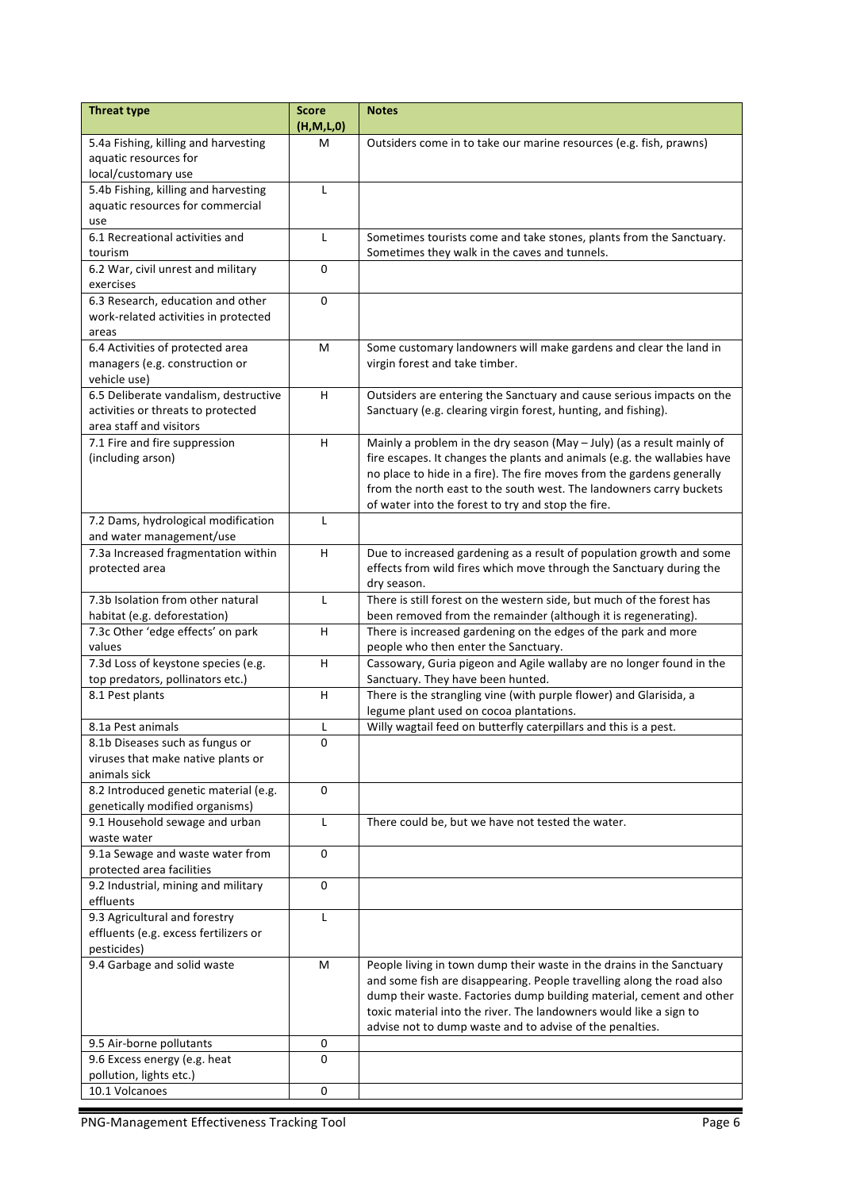| Threat type | Score (H,M,L,0) | Notes |
|---|---|---|
| 5.4a Fishing, killing and harvesting aquatic resources for local/customary use | M | Outsiders come in to take our marine resources (e.g. fish, prawns) |
| 5.4b Fishing, killing and harvesting aquatic resources for commercial use | L | |
| 6.1 Recreational activities and tourism | L | Sometimes tourists come and take stones, plants from the Sanctuary. Sometimes they walk in the caves and tunnels. |
| 6.2 War, civil unrest and military exercises | 0 | |
| 6.3 Research, education and other work-related activities in protected areas | 0 | |
| 6.4 Activities of protected area managers (e.g. construction or vehicle use) | M | Some customary landowners will make gardens and clear the land in virgin forest and take timber. |
| 6.5 Deliberate vandalism, destructive activities or threats to protected area staff and visitors | H | Outsiders are entering the Sanctuary and cause serious impacts on the Sanctuary (e.g. clearing virgin forest, hunting, and fishing). |
| 7.1 Fire and fire suppression (including arson) | H | Mainly a problem in the dry season (May – July) (as a result mainly of fire escapes. It changes the plants and animals (e.g. the wallabies have no place to hide in a fire). The fire moves from the gardens generally from the north east to the south west. The landowners carry buckets of water into the forest to try and stop the fire. |
| 7.2 Dams, hydrological modification and water management/use | L | |
| 7.3a Increased fragmentation within protected area | H | Due to increased gardening as a result of population growth and some effects from wild fires which move through the Sanctuary during the dry season. |
| 7.3b Isolation from other natural habitat (e.g. deforestation) | L | There is still forest on the western side, but much of the forest has been removed from the remainder (although it is regenerating). |
| 7.3c Other 'edge effects' on park values | H | There is increased gardening on the edges of the park and more people who then enter the Sanctuary. |
| 7.3d Loss of keystone species (e.g. top predators, pollinators etc.) | H | Cassowary, Guria pigeon and Agile wallaby are no longer found in the Sanctuary. They have been hunted. |
| 8.1 Pest plants | H | There is the strangling vine (with purple flower) and Glarisida, a legume plant used on cocoa plantations. |
| 8.1a Pest animals | L | Willy wagtail feed on butterfly caterpillars and this is a pest. |
| 8.1b Diseases such as fungus or viruses that make native plants or animals sick | 0 | |
| 8.2 Introduced genetic material (e.g. genetically modified organisms) | 0 | |
| 9.1 Household sewage and urban waste water | L | There could be, but we have not tested the water. |
| 9.1a Sewage and waste water from protected area facilities | 0 | |
| 9.2 Industrial, mining and military effluents | 0 | |
| 9.3 Agricultural and forestry effluents (e.g. excess fertilizers or pesticides) | L | |
| 9.4 Garbage and solid waste | M | People living in town dump their waste in the drains in the Sanctuary and some fish are disappearing. People travelling along the road also dump their waste. Factories dump building material, cement and other toxic material into the river. The landowners would like a sign to advise not to dump waste and to advise of the penalties. |
| 9.5 Air-borne pollutants | 0 | |
| 9.6 Excess energy (e.g. heat pollution, lights etc.) | 0 | |
| 10.1 Volcanoes | 0 | |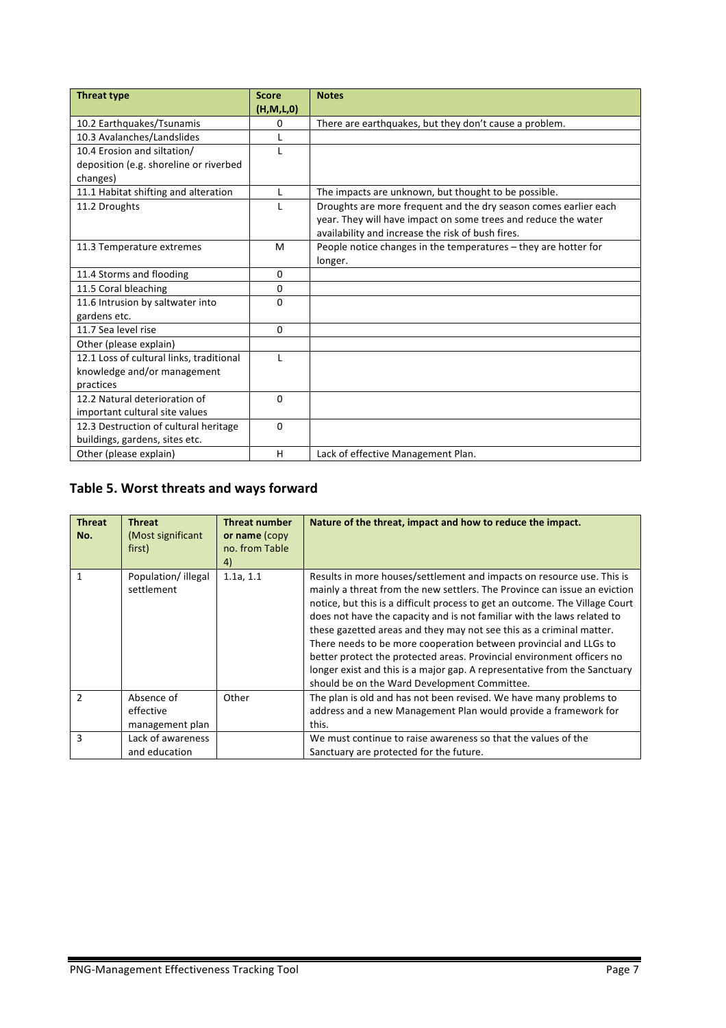| Threat type | Score (H,M,L,0) | Notes |
| --- | --- | --- |
| 10.2 Earthquakes/Tsunamis | 0 | There are earthquakes, but they don't cause a problem. |
| 10.3 Avalanches/Landslides | L | |
| 10.4 Erosion and siltation/ deposition (e.g. shoreline or riverbed changes) | L | |
| 11.1 Habitat shifting and alteration | L | The impacts are unknown, but thought to be possible. |
| 11.2 Droughts | L | Droughts are more frequent and the dry season comes earlier each year. They will have impact on some trees and reduce the water availability and increase the risk of bush fires. |
| 11.3 Temperature extremes | M | People notice changes in the temperatures – they are hotter for longer. |
| 11.4 Storms and flooding | 0 | |
| 11.5 Coral bleaching | 0 | |
| 11.6 Intrusion by saltwater into gardens etc. | 0 | |
| 11.7 Sea level rise | 0 | |
| Other (please explain) | | |
| 12.1 Loss of cultural links, traditional knowledge and/or management practices | L | |
| 12.2 Natural deterioration of important cultural site values | 0 | |
| 12.3 Destruction of cultural heritage buildings, gardens, sites etc. | 0 | |
| Other (please explain) | H | Lack of effective Management Plan. |

## Table 5. Worst threats and ways forward

| Threat No. | Threat (Most significant first) | Threat number or name (copy no. from Table 4) | Nature of the threat, impact and how to reduce the impact. |
| --- | --- | --- | --- |
| 1 | Population/ illegal settlement | 1.1a, 1.1 | Results in more houses/settlement and impacts on resource use. This is mainly a threat from the new settlers. The Province can issue an eviction notice, but this is a difficult process to get an outcome. The Village Court does not have the capacity and is not familiar with the laws related to these gazetted areas and they may not see this as a criminal matter. There needs to be more cooperation between provincial and LLGs to better protect the protected areas. Provincial environment officers no longer exist and this is a major gap. A representative from the Sanctuary should be on the Ward Development Committee. |
| 2 | Absence of effective management plan | Other | The plan is old and has not been revised. We have many problems to address and a new Management Plan would provide a framework for this. |
| 3 | Lack of awareness and education | | We must continue to raise awareness so that the values of the Sanctuary are protected for the future. |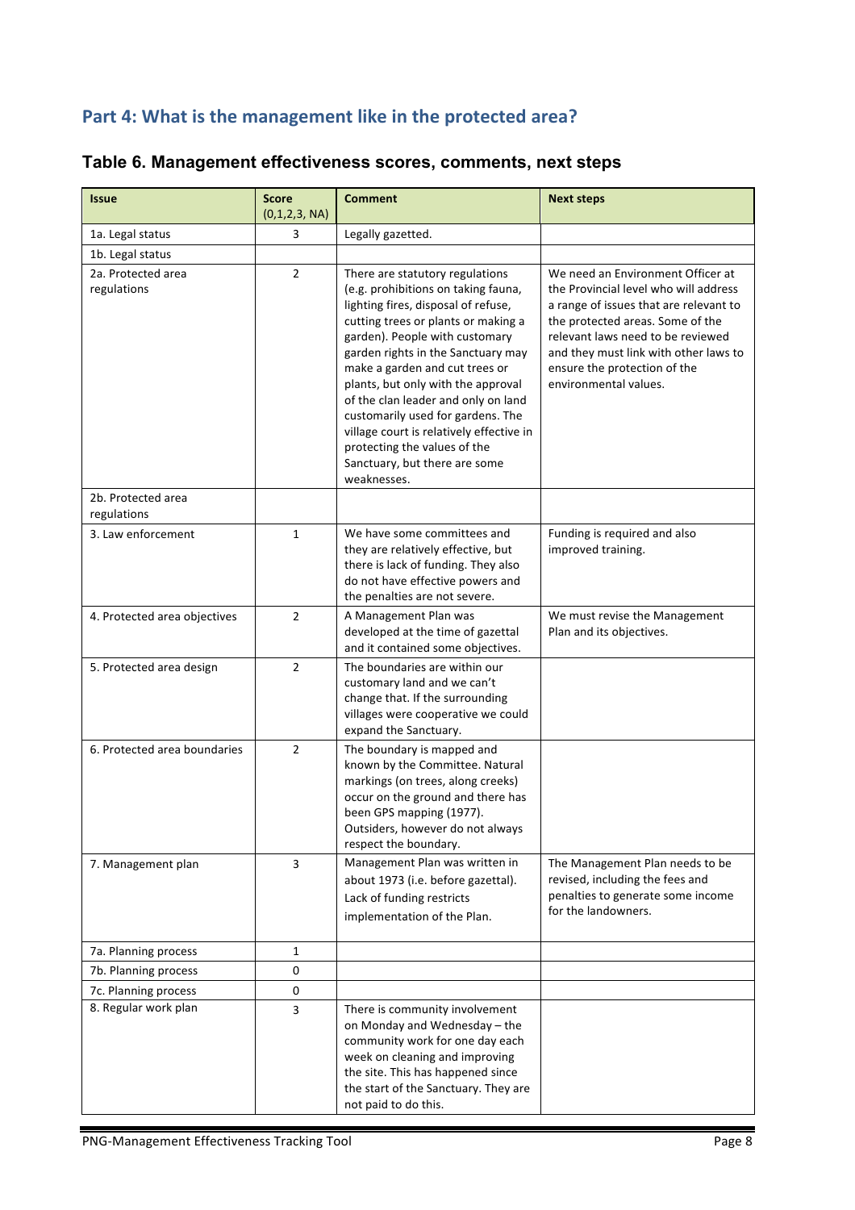## Part 4: What is the management like in the protected area?

### Table 6. Management effectiveness scores, comments, next steps

| Issue | Score (0,1,2,3, NA) | Comment | Next steps |
| --- | --- | --- | --- |
| 1a. Legal status | 3 | Legally gazetted. | |
| 1b. Legal status | | | |
| 2a. Protected area regulations | 2 | There are statutory regulations (e.g. prohibitions on taking fauna, lighting fires, disposal of refuse, cutting trees or plants or making a garden). People with customary garden rights in the Sanctuary may make a garden and cut trees or plants, but only with the approval of the clan leader and only on land customarily used for gardens. The village court is relatively effective in protecting the values of the Sanctuary, but there are some weaknesses. | We need an Environment Officer at the Provincial level who will address a range of issues that are relevant to the protected areas. Some of the relevant laws need to be reviewed and they must link with other laws to ensure the protection of the environmental values. |
| 2b. Protected area regulations | | | |
| 3. Law enforcement | 1 | We have some committees and they are relatively effective, but there is lack of funding. They also do not have effective powers and the penalties are not severe. | Funding is required and also improved training. |
| 4. Protected area objectives | 2 | A Management Plan was developed at the time of gazettal and it contained some objectives. | We must revise the Management Plan and its objectives. |
| 5. Protected area design | 2 | The boundaries are within our customary land and we can't change that. If the surrounding villages were cooperative we could expand the Sanctuary. | |
| 6. Protected area boundaries | 2 | The boundary is mapped and known by the Committee. Natural markings (on trees, along creeks) occur on the ground and there has been GPS mapping (1977). Outsiders, however do not always respect the boundary. | |
| 7. Management plan | 3 | Management Plan was written in about 1973 (i.e. before gazettal). Lack of funding restricts implementation of the Plan. | The Management Plan needs to be revised, including the fees and penalties to generate some income for the landowners. |
| 7a. Planning process | 1 | | |
| 7b. Planning process | 0 | | |
| 7c. Planning process | 0 | | |
| 8. Regular work plan | 3 | There is community involvement on Monday and Wednesday – the community work for one day each week on cleaning and improving the site. This has happened since the start of the Sanctuary. They are not paid to do this. | |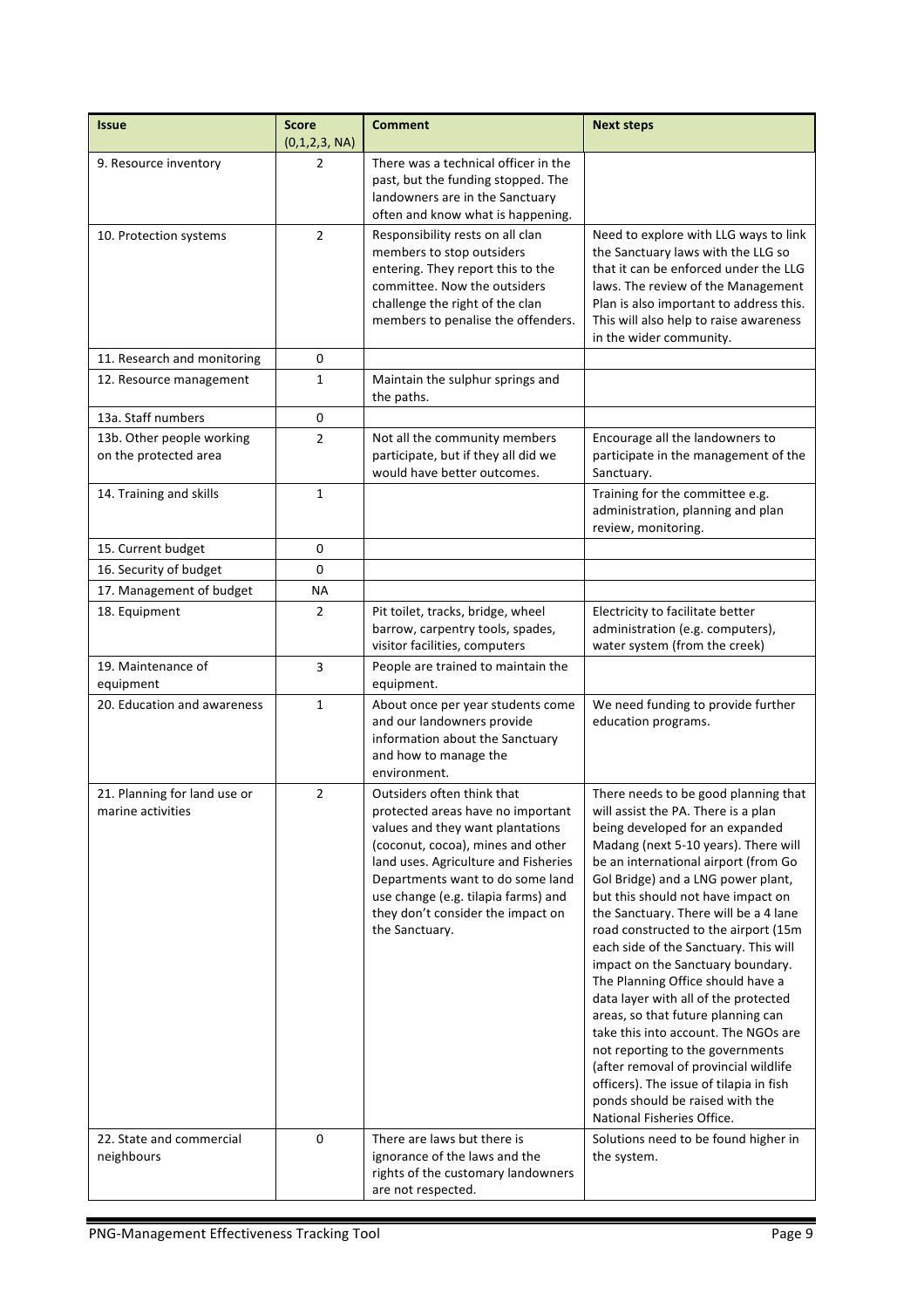| Issue | Score (0,1,2,3, NA) | Comment | Next steps |
|---|---|---|---|
| 9. Resource inventory | 2 | There was a technical officer in the past, but the funding stopped. The landowners are in the Sanctuary often and know what is happening. | |
| 10. Protection systems | 2 | Responsibility rests on all clan members to stop outsiders entering. They report this to the committee. Now the outsiders challenge the right of the clan members to penalise the offenders. | Need to explore with LLG ways to link the Sanctuary laws with the LLG so that it can be enforced under the LLG laws. The review of the Management Plan is also important to address this. This will also help to raise awareness in the wider community. |
| 11. Research and monitoring | 0 | | |
| 12. Resource management | 1 | Maintain the sulphur springs and the paths. | |
| 13a. Staff numbers | 0 | | |
| 13b. Other people working on the protected area | 2 | Not all the community members participate, but if they all did we would have better outcomes. | Encourage all the landowners to participate in the management of the Sanctuary. |
| 14. Training and skills | 1 | | Training for the committee e.g. administration, planning and plan review, monitoring. |
| 15. Current budget | 0 | | |
| 16. Security of budget | 0 | | |
| 17. Management of budget | NA | | |
| 18. Equipment | 2 | Pit toilet, tracks, bridge, wheel barrow, carpentry tools, spades, visitor facilities, computers | Electricity to facilitate better administration (e.g. computers), water system (from the creek) |
| 19. Maintenance of equipment | 3 | People are trained to maintain the equipment. | |
| 20. Education and awareness | 1 | About once per year students come and our landowners provide information about the Sanctuary and how to manage the environment. | We need funding to provide further education programs. |
| 21. Planning for land use or marine activities | 2 | Outsiders often think that protected areas have no important values and they want plantations (coconut, cocoa), mines and other land uses. Agriculture and Fisheries Departments want to do some land use change (e.g. tilapia farms) and they don't consider the impact on the Sanctuary. | There needs to be good planning that will assist the PA. There is a plan being developed for an expanded Madang (next 5-10 years). There will be an international airport (from Go Gol Bridge) and a LNG power plant, but this should not have impact on the Sanctuary. There will be a 4 lane road constructed to the airport (15m each side of the Sanctuary. This will impact on the Sanctuary boundary. The Planning Office should have a data layer with all of the protected areas, so that future planning can take this into account. The NGOs are not reporting to the governments (after removal of provincial wildlife officers). The issue of tilapia in fish ponds should be raised with the National Fisheries Office. |
| 22. State and commercial neighbours | 0 | There are laws but there is ignorance of the laws and the rights of the customary landowners are not respected. | Solutions need to be found higher in the system. |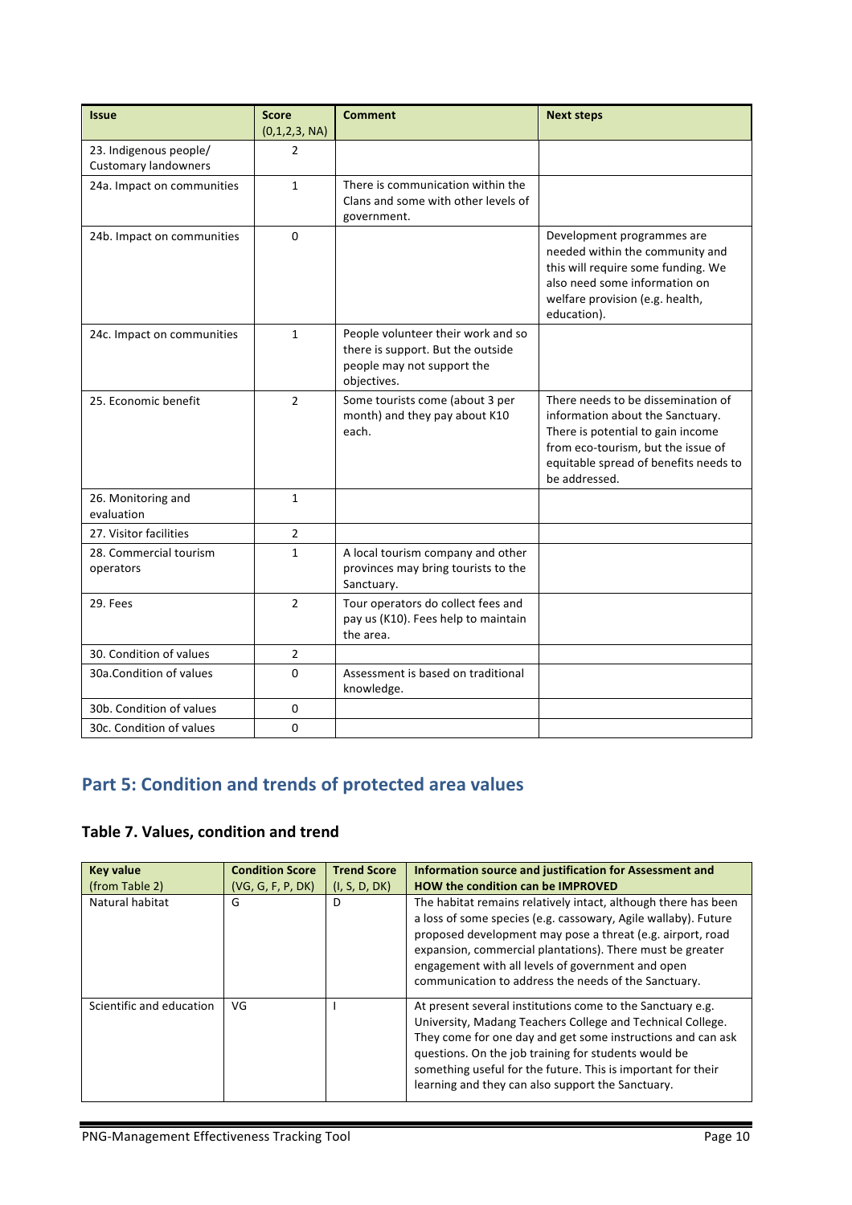| Issue | Score (0,1,2,3, NA) | Comment | Next steps |
|---|---|---|---|
| 23. Indigenous people/ Customary landowners | 2 | | |
| 24a. Impact on communities | 1 | There is communication within the Clans and some with other levels of government. | |
| 24b. Impact on communities | 0 | | Development programmes are needed within the community and this will require some funding. We also need some information on welfare provision (e.g. health, education). |
| 24c. Impact on communities | 1 | People volunteer their work and so there is support. But the outside people may not support the objectives. | |
| 25. Economic benefit | 2 | Some tourists come (about 3 per month) and they pay about K10 each. | There needs to be dissemination of information about the Sanctuary. There is potential to gain income from eco-tourism, but the issue of equitable spread of benefits needs to be addressed. |
| 26. Monitoring and evaluation | 1 | | |
| 27. Visitor facilities | 2 | | |
| 28. Commercial tourism operators | 1 | A local tourism company and other provinces may bring tourists to the Sanctuary. | |
| 29. Fees | 2 | Tour operators do collect fees and pay us (K10). Fees help to maintain the area. | |
| 30. Condition of values | 2 | | |
| 30a.Condition of values | 0 | Assessment is based on traditional knowledge. | |
| 30b. Condition of values | 0 | | |
| 30c. Condition of values | 0 | | |

## Part 5: Condition and trends of protected area values

### Table 7. Values, condition and trend

| Key value (from Table 2) | Condition Score (VG, G, F, P, DK) | Trend Score (I, S, D, DK) | Information source and justification for Assessment and HOW the condition can be IMPROVED |
|---|---|---|---|
| Natural habitat | G | D | The habitat remains relatively intact, although there has been a loss of some species (e.g. cassowary, Agile wallaby). Future proposed development may pose a threat (e.g. airport, road expansion, commercial plantations). There must be greater engagement with all levels of government and open communication to address the needs of the Sanctuary. |
| Scientific and education | VG | I | At present several institutions come to the Sanctuary e.g. University, Madang Teachers College and Technical College. They come for one day and get some instructions and can ask questions. On the job training for students would be something useful for the future. This is important for their learning and they can also support the Sanctuary. |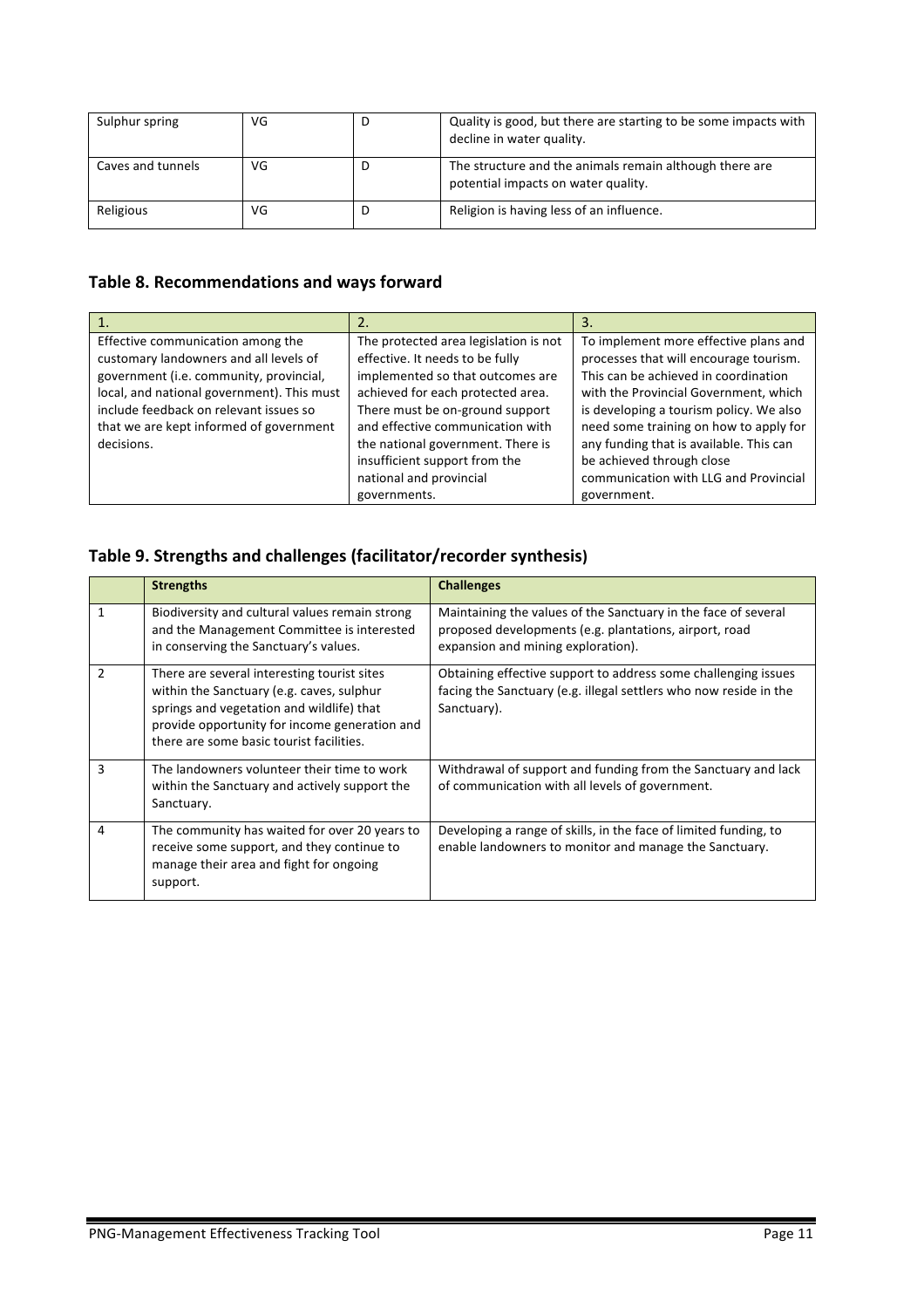| | | | |
|---|---|---|---|
| Sulphur spring | VG | D | Quality is good, but there are starting to be some impacts with decline in water quality. |
| Caves and tunnels | VG | D | The structure and the animals remain although there are potential impacts on water quality. |
| Religious | VG | D | Religion is having less of an influence. |

## Table 8. Recommendations and ways forward

| 1. | 2. | 3. |
|---|---|---|
| Effective communication among the customary landowners and all levels of government (i.e. community, provincial, local, and national government). This must include feedback on relevant issues so that we are kept informed of government decisions. | The protected area legislation is not effective. It needs to be fully implemented so that outcomes are achieved for each protected area. There must be on-ground support and effective communication with the national government. There is insufficient support from the national and provincial governments. | To implement more effective plans and processes that will encourage tourism. This can be achieved in coordination with the Provincial Government, which is developing a tourism policy. We also need some training on how to apply for any funding that is available. This can be achieved through close communication with LLG and Provincial government. |

## Table 9. Strengths and challenges (facilitator/recorder synthesis)

| | Strengths | Challenges |
|---|---|---|
| 1 | Biodiversity and cultural values remain strong and the Management Committee is interested in conserving the Sanctuary's values. | Maintaining the values of the Sanctuary in the face of several proposed developments (e.g. plantations, airport, road expansion and mining exploration). |
| 2 | There are several interesting tourist sites within the Sanctuary (e.g. caves, sulphur springs and vegetation and wildlife) that provide opportunity for income generation and there are some basic tourist facilities. | Obtaining effective support to address some challenging issues facing the Sanctuary (e.g. illegal settlers who now reside in the Sanctuary). |
| 3 | The landowners volunteer their time to work within the Sanctuary and actively support the Sanctuary. | Withdrawal of support and funding from the Sanctuary and lack of communication with all levels of government. |
| 4 | The community has waited for over 20 years to receive some support, and they continue to manage their area and fight for ongoing support. | Developing a range of skills, in the face of limited funding, to enable landowners to monitor and manage the Sanctuary. |